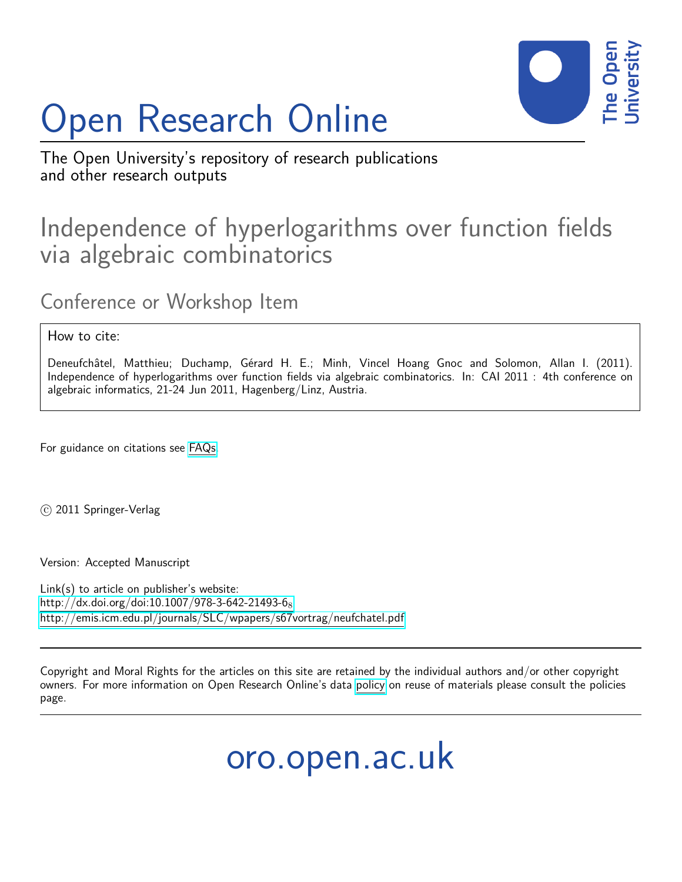# Open Research Online

The Open University's repository of research publications and other research outputs

## Independence of hyperlogarithms over function fields via algebraic combinatorics

### Conference or Workshop Item

How to cite:

Deneufchâtel, Matthieu; Duchamp, Gérard H. E.; Minh, Vincel Hoang Gnoc and Solomon, Allan I. (2011). Independence of hyperlogarithms over function fields via algebraic combinatorics. In: CAI 2011 : 4th conference on algebraic informatics, 21-24 Jun 2011, Hagenberg/Linz, Austria.

For guidance on citations see FAQs.

© 2011 Springer-Verlag

Version: Accepted Manuscript

Link(s) to article on publisher's website:
http://dx.doi.org/doi:10.1007/978-3-642-21493-6_8
http://emis.icm.edu.pl/journals/SLC/wpapers/s67vortrag/neufchatel.pdf

Copyright and Moral Rights for the articles on this site are retained by the individual authors and/or other copyright owners. For more information on Open Research Online's data policy on reuse of materials please consult the policies page.

oro.open.ac.uk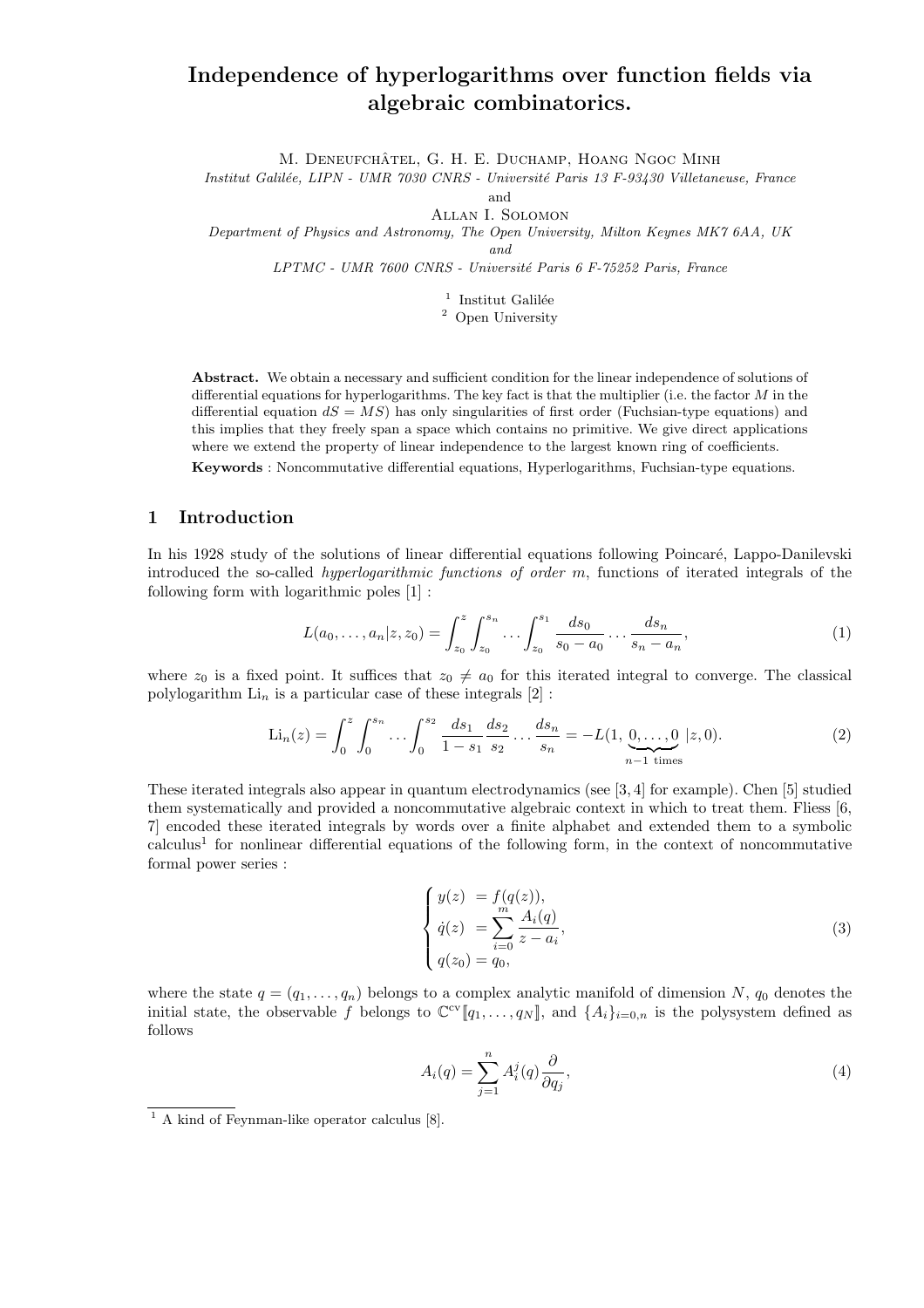# Independence of hyperlogarithms over function fields via algebraic combinatorics.

M. Deneufchâtel, G. H. E. Duchamp, Hoang Ngoc Minh

*Institut Galilée, LIPN - UMR 7030 CNRS - Université Paris 13 F-93430 Villetaneuse, France*

and

Allan I. Solomon

*Department of Physics and Astronomy, The Open University, Milton Keynes MK7 6AA, UK*

*and*

*LPTMC - UMR 7600 CNRS - Université Paris 6 F-75252 Paris, France*

[1] Institut Galilée
[2] Open University

**Abstract.** We obtain a necessary and sufficient condition for the linear independence of solutions of differential equations for hyperlogarithms. The key fact is that the multiplier (i.e. the factor $M$ in the differential equation $dS = MS$) has only singularities of first order (Fuchsian-type equations) and this implies that they freely span a space which contains no primitive. We give direct applications where we extend the property of linear independence to the largest known ring of coefficients.

**Keywords** : Noncommutative differential equations, Hyperlogarithms, Fuchsian-type equations.

## 1 Introduction

In his 1928 study of the solutions of linear differential equations following Poincaré, Lappo-Danilevski introduced the so-called *hyperlogarithmic functions of order m*, functions of iterated integrals of the following form with logarithmic poles [1] :

$$L(a_0, \ldots, a_n | z, z_0) = \int_{z_0}^{z} \int_{z_0}^{s_n} \ldots \int_{z_0}^{s_1} \frac{ds_0}{s_0 - a_0} \ldots \frac{ds_n}{s_n - a_n}, \tag{1}$$

where $z_0$ is a fixed point. It suffices that $z_0 \neq a_0$ for this iterated integral to converge. The classical polylogarithm $\mathrm{Li}_n$ is a particular case of these integrals [2] :

$$\mathrm{Li}_n(z) = \int_0^z \int_0^{s_n} \ldots \int_0^{s_2} \frac{ds_1}{1 - s_1} \frac{ds_2}{s_2} \ldots \frac{ds_n}{s_n} = -L(1, \underbrace{0, \ldots, 0}_{n-1 \text{ times}} | z, 0). \tag{2}$$

These iterated integrals also appear in quantum electrodynamics (see [3, 4] for example). Chen [5] studied them systematically and provided a noncommutative algebraic context in which to treat them. Fliess [6, 7] encoded these iterated integrals by words over a finite alphabet and extended them to a symbolic calculus[1] for nonlinear differential equations of the following form, in the context of noncommutative formal power series :

$$\begin{cases} y(z) &= f(q(z)), \\ \dot{q}(z) &= \displaystyle\sum_{i=0}^{m} \frac{A_i(q)}{z - a_i}, \\ q(z_0) = q_0, \end{cases} \tag{3}$$

where the state $q = (q_1, \ldots, q_n)$ belongs to a complex analytic manifold of dimension $N$, $q_0$ denotes the initial state, the observable $f$ belongs to $\mathbb{C}^{\mathrm{cv}}[\![q_1, \ldots, q_N]\!]$, and $\{A_i\}_{i=0,n}$ is the polysystem defined as follows

$$A_i(q) = \sum_{j=1}^{n} A_i^j(q) \frac{\partial}{\partial q_j}, \tag{4}$$

[1] A kind of Feynman-like operator calculus [8].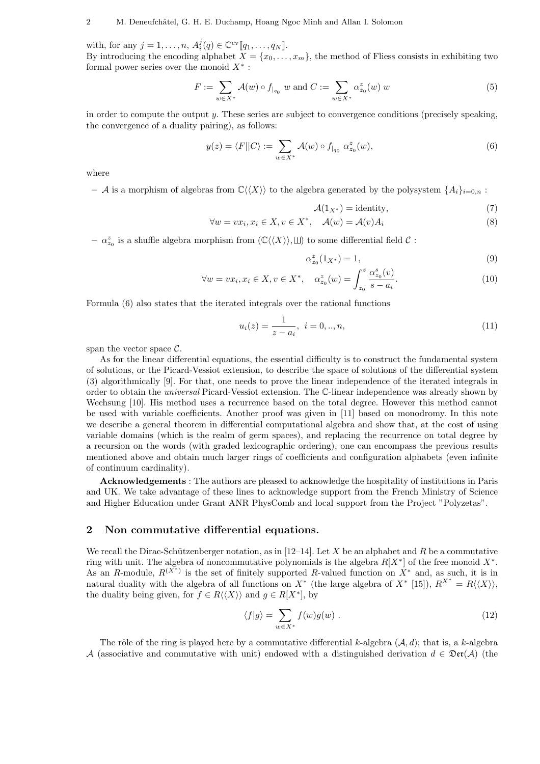with, for any $j = 1, \ldots, n$, $A_i^j(q) \in \mathbb{C}^{\mathrm{cv}}[\![q_1, \ldots, q_N]\!]$.
By introducing the encoding alphabet $X = \{x_0, \ldots, x_m\}$, the method of Fliess consists in exhibiting two formal power series over the monoid $X^*$ :

$$F := \sum_{w \in X^*} \mathcal{A}(w) \circ f_{|_{q_0}} \, w \text{ and } C := \sum_{w \in X^*} \alpha_{z_0}^z(w) \, w \tag{5}$$

in order to compute the output $y$. These series are subject to convergence conditions (precisely speaking, the convergence of a duality pairing), as follows:

$$y(z) = \langle F || C \rangle := \sum_{w \in X^*} \mathcal{A}(w) \circ f_{|_{q_0}} \, \alpha_{z_0}^z(w), \tag{6}$$

where

– $\mathcal{A}$ is a morphism of algebras from $\mathbb{C}\langle\langle X \rangle\rangle$ to the algebra generated by the polysystem $\{A_i\}_{i=0,n}$ :

$$\mathcal{A}(1_{X^*}) = \text{identity}, \tag{7}$$

$$\forall w = v x_i, x_i \in X, v \in X^*, \quad \mathcal{A}(w) = \mathcal{A}(v) A_i \tag{8}$$

– $\alpha_{z_0}^z$ is a shuffle algebra morphism from $(\mathbb{C}\langle\langle X \rangle\rangle, ш)$ to some differential field $\mathcal{C}$ :

$$\alpha_{z_0}^z(1_{X^*}) = 1, \tag{9}$$

$$\forall w = v x_i, x_i \in X, v \in X^*, \quad \alpha_{z_0}^z(w) = \int_{z_0}^z \frac{\alpha_{z_0}^s(v)}{s - a_i}. \tag{10}$$

Formula (6) also states that the iterated integrals over the rational functions

$$u_i(z) = \frac{1}{z - a_i}, \; i = 0, .., n, \tag{11}$$

span the vector space $\mathcal{C}$.

As for the linear differential equations, the essential difficulty is to construct the fundamental system of solutions, or the Picard-Vessiot extension, to describe the space of solutions of the differential system (3) algorithmically [9]. For that, one needs to prove the linear independence of the iterated integrals in order to obtain the *universal* Picard-Vessiot extension. The $\mathbb{C}$-linear independence was already shown by Wechsung [10]. His method uses a recurrence based on the total degree. However this method cannot be used with variable coefficients. Another proof was given in [11] based on monodromy. In this note we describe a general theorem in differential computational algebra and show that, at the cost of using variable domains (which is the realm of germ spaces), and replacing the recurrence on total degree by a recursion on the words (with graded lexicographic ordering), one can encompass the previous results mentioned above and obtain much larger rings of coefficients and configuration alphabets (even infinite of continuum cardinality).

**Acknowledgements** : The authors are pleased to acknowledge the hospitality of institutions in Paris and UK. We take advantage of these lines to acknowledge support from the French Ministry of Science and Higher Education under Grant ANR PhysComb and local support from the Project "Polyzetas".

## 2 Non commutative differential equations.

We recall the Dirac-Schützenberger notation, as in [12–14]. Let $X$ be an alphabet and $R$ be a commutative ring with unit. The algebra of noncommutative polynomials is the algebra $R[X^*]$ of the free monoid $X^*$. As an $R$-module, $R^{(X^*)}$ is the set of finitely supported $R$-valued function on $X^*$ and, as such, it is in natural duality with the algebra of all functions on $X^*$ (the large algebra of $X^*$ [15]), $R^{X^*} = R\langle\langle X \rangle\rangle$, the duality being given, for $f \in R\langle\langle X \rangle\rangle$ and $g \in R[X^*]$, by

$$\langle f | g \rangle = \sum_{w \in X^*} f(w) g(w) \; . \tag{12}$$

The rôle of the ring is played here by a commutative differential $k$-algebra $(\mathcal{A}, d)$; that is, a $k$-algebra $\mathcal{A}$ (associative and commutative with unit) endowed with a distinguished derivation $d \in \mathfrak{Der}(\mathcal{A})$ (the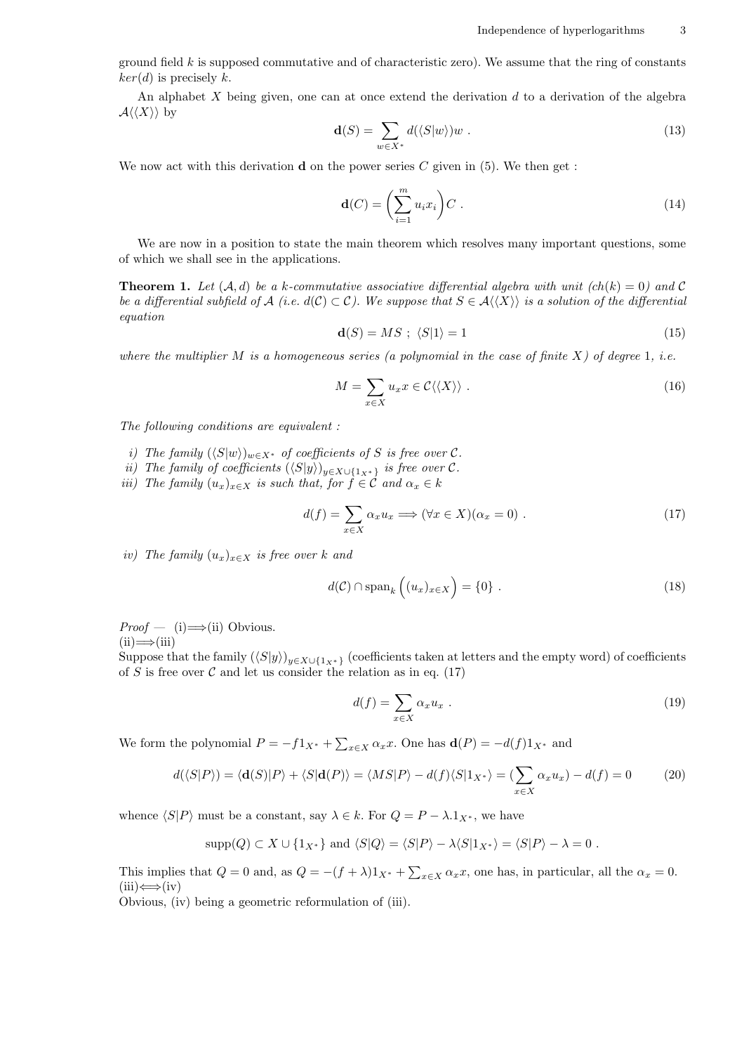ground field $k$ is supposed commutative and of characteristic zero). We assume that the ring of constants $ker(d)$ is precisely $k$.

An alphabet $X$ being given, one can at once extend the derivation $d$ to a derivation of the algebra $\mathcal{A}\langle\langle X\rangle\rangle$ by

$$\mathbf{d}(S) = \sum_{w\in X^*} d(\langle S|w\rangle)w \; . \tag{13}$$

We now act with this derivation $\mathbf{d}$ on the power series $C$ given in (5). We then get :

$$\mathbf{d}(C) = \Big(\sum_{i=1}^{m} u_i x_i\Big) C \; . \tag{14}$$

We are now in a position to state the main theorem which resolves many important questions, some of which we shall see in the applications.

**Theorem 1.** *Let $(\mathcal{A}, d)$ be a $k$-commutative associative differential algebra with unit ($ch(k) = 0$) and $\mathcal{C}$ be a differential subfield of $\mathcal{A}$ (i.e. $d(\mathcal{C}) \subset \mathcal{C}$). We suppose that $S \in \mathcal{A}\langle\langle X\rangle\rangle$ is a solution of the differential equation*

$$\mathbf{d}(S) = MS \; ; \; \langle S|1\rangle = 1 \tag{15}$$

*where the multiplier $M$ is a homogeneous series (a polynomial in the case of finite $X$) of degree 1, i.e.*

$$M = \sum_{x\in X} u_x x \in \mathcal{C}\langle\langle X\rangle\rangle \; . \tag{16}$$

*The following conditions are equivalent :*

*i) The family $(\langle S|w\rangle)_{w\in X^*}$ of coefficients of $S$ is free over $\mathcal{C}$.*
*ii) The family of coefficients $(\langle S|y\rangle)_{y\in X\cup\{1_{X^*}\}}$ is free over $\mathcal{C}$.*
*iii) The family $(u_x)_{x\in X}$ is such that, for $f \in \mathcal{C}$ and $\alpha_x \in k$*

$$d(f) = \sum_{x\in X} \alpha_x u_x \Longrightarrow (\forall x \in X)(\alpha_x = 0) \; . \tag{17}$$

*iv) The family $(u_x)_{x\in X}$ is free over $k$ and*

$$d(\mathcal{C}) \cap \mathrm{span}_k\Big((u_x)_{x\in X}\Big) = \{0\} \; . \tag{18}$$

*Proof —* (i)$\Longrightarrow$(ii) Obvious.
(ii)$\Longrightarrow$(iii)
Suppose that the family $(\langle S|y\rangle)_{y\in X\cup\{1_{X^*}\}}$ (coefficients taken at letters and the empty word) of coefficients of $S$ is free over $\mathcal{C}$ and let us consider the relation as in eq. (17)

$$d(f) = \sum_{x\in X} \alpha_x u_x \; . \tag{19}$$

We form the polynomial $P = -f 1_{X^*} + \sum_{x\in X} \alpha_x x$. One has $\mathbf{d}(P) = -d(f)1_{X^*}$ and

$$d(\langle S|P\rangle) = \langle \mathbf{d}(S)|P\rangle + \langle S|\mathbf{d}(P)\rangle = \langle MS|P\rangle - d(f)\langle S|1_{X^*}\rangle = (\sum_{x\in X} \alpha_x u_x) - d(f) = 0 \tag{20}$$

whence $\langle S|P\rangle$ must be a constant, say $\lambda \in k$. For $Q = P - \lambda.1_{X^*}$, we have

$$\mathrm{supp}(Q) \subset X \cup \{1_{X^*}\} \text{ and } \langle S|Q\rangle = \langle S|P\rangle - \lambda\langle S|1_{X^*}\rangle = \langle S|P\rangle - \lambda = 0 \; .$$

This implies that $Q = 0$ and, as $Q = -(f+\lambda)1_{X^*} + \sum_{x\in X} \alpha_x x$, one has, in particular, all the $\alpha_x = 0$.
(iii)$\Longleftrightarrow$(iv)
Obvious, (iv) being a geometric reformulation of (iii).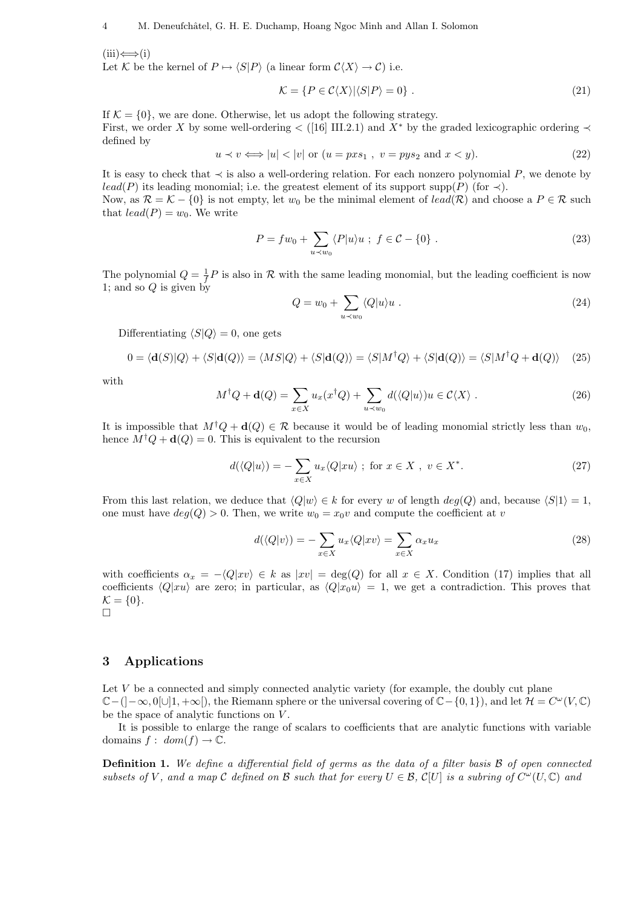(iii)$\Longleftrightarrow$(i)
Let $\mathcal{K}$ be the kernel of $P \mapsto \langle S|P\rangle$ (a linear form $\mathcal{C}\langle X\rangle \to \mathcal{C}$) i.e.

$$\mathcal{K} = \{P \in \mathcal{C}\langle X\rangle | \langle S|P\rangle = 0\} . \tag{21}$$

If $\mathcal{K} = \{0\}$, we are done. Otherwise, let us adopt the following strategy.
First, we order $X$ by some well-ordering $<$ ([16] III.2.1) and $X^*$ by the graded lexicographic ordering $\prec$ defined by

$$u \prec v \Longleftrightarrow |u| < |v| \text{ or } (u = pxs_1\ ,\ v = pys_2 \text{ and } x < y). \tag{22}$$

It is easy to check that $\prec$ is also a well-ordering relation. For each nonzero polynomial $P$, we denote by $lead(P)$ its leading monomial; i.e. the greatest element of its support $\mathrm{supp}(P)$ (for $\prec$).
Now, as $\mathcal{R} = \mathcal{K} - \{0\}$ is not empty, let $w_0$ be the minimal element of $lead(\mathcal{R})$ and choose a $P \in \mathcal{R}$ such that $lead(P) = w_0$. We write

$$P = fw_0 + \sum_{u \prec w_0} \langle P|u\rangle u\ ;\ f \in \mathcal{C} - \{0\}\ . \tag{23}$$

The polynomial $Q = \frac{1}{f}P$ is also in $\mathcal{R}$ with the same leading monomial, but the leading coefficient is now 1; and so $Q$ is given by

$$Q = w_0 + \sum_{u \prec w_0} \langle Q|u\rangle u\ . \tag{24}$$

Differentiating $\langle S|Q\rangle = 0$, one gets

$$0 = \langle \mathbf{d}(S)|Q\rangle + \langle S|\mathbf{d}(Q)\rangle = \langle MS|Q\rangle + \langle S|\mathbf{d}(Q)\rangle = \langle S|M^\dagger Q\rangle + \langle S|\mathbf{d}(Q)\rangle = \langle S|M^\dagger Q + \mathbf{d}(Q)\rangle \tag{25}$$

with

$$M^\dagger Q + \mathbf{d}(Q) = \sum_{x\in X} u_x(x^\dagger Q) + \sum_{u \prec w_0} d(\langle Q|u\rangle)u \in \mathcal{C}\langle X\rangle\ . \tag{26}$$

It is impossible that $M^\dagger Q + \mathbf{d}(Q) \in \mathcal{R}$ because it would be of leading monomial strictly less than $w_0$, hence $M^\dagger Q + \mathbf{d}(Q) = 0$. This is equivalent to the recursion

$$d(\langle Q|u\rangle) = -\sum_{x\in X} u_x\langle Q|xu\rangle\ ;\ \text{for } x \in X\ ,\ v \in X^*. \tag{27}$$

From this last relation, we deduce that $\langle Q|w\rangle \in k$ for every $w$ of length $deg(Q)$ and, because $\langle S|1\rangle = 1$, one must have $deg(Q) > 0$. Then, we write $w_0 = x_0 v$ and compute the coefficient at $v$

$$d(\langle Q|v\rangle) = -\sum_{x\in X} u_x\langle Q|xv\rangle = \sum_{x\in X} \alpha_x u_x \tag{28}$$

with coefficients $\alpha_x = -\langle Q|xv\rangle \in k$ as $|xv| = \deg(Q)$ for all $x \in X$. Condition (17) implies that all coefficients $\langle Q|xu\rangle$ are zero; in particular, as $\langle Q|x_0u\rangle = 1$, we get a contradiction. This proves that $\mathcal{K} = \{0\}$.
□

## 3 Applications

Let $V$ be a connected and simply connected analytic variety (for example, the doubly cut plane $\mathbb{C} - (]-\infty, 0[\cup]1, +\infty[)$, the Riemann sphere or the universal covering of $\mathbb{C} - \{0, 1\}$), and let $\mathcal{H} = C^\omega(V, \mathbb{C})$ be the space of analytic functions on $V$.

It is possible to enlarge the range of scalars to coefficients that are analytic functions with variable domains $f:\ dom(f) \to \mathbb{C}$.

**Definition 1.** *We define a differential field of germs as the data of a filter basis $\mathcal{B}$ of open connected subsets of $V$, and a map $\mathcal{C}$ defined on $\mathcal{B}$ such that for every $U \in \mathcal{B}$, $\mathcal{C}[U]$ is a subring of $C^\omega(U, \mathbb{C})$ and*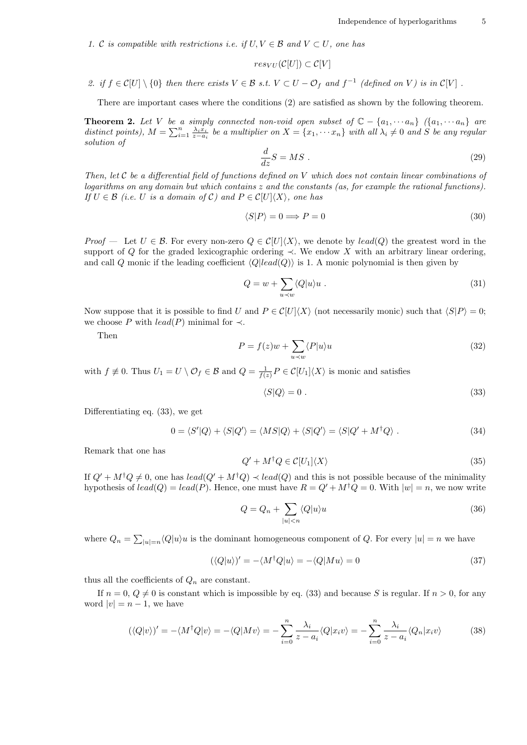1. $\mathcal{C}$ *is compatible with restrictions i.e. if* $U, V \in \mathcal{B}$ *and* $V \subset U$*, one has*

$$res_{VU}(\mathcal{C}[U]) \subset \mathcal{C}[V]$$

2. *if* $f \in \mathcal{C}[U] \setminus \{0\}$ *then there exists* $V \in \mathcal{B}$ *s.t.* $V \subset U - \mathcal{O}_f$ *and* $f^{-1}$ *(defined on* $V$*) is in* $\mathcal{C}[V]$ *.*

There are important cases where the conditions (2) are satisfied as shown by the following theorem.

**Theorem 2.** *Let* $V$ *be a simply connected non-void open subset of* $\mathbb{C} - \{a_1, \cdots a_n\}$ *(*$\{a_1, \cdots a_n\}$ *are distinct points),* $M = \sum_{i=1}^{n} \frac{\lambda_i x_i}{z - a_i}$ *be a multiplier on* $X = \{x_1, \cdots x_n\}$ *with all* $\lambda_i \neq 0$ *and* $S$ *be any regular solution of*

$$\frac{d}{dz} S = MS \ . \tag{29}$$

*Then, let* $\mathcal{C}$ *be a differential field of functions defined on* $V$ *which does not contain linear combinations of logarithms on any domain but which contains* $z$ *and the constants (as, for example the rational functions). If* $U \in \mathcal{B}$ *(i.e.* $U$ *is a domain of* $\mathcal{C}$*) and* $P \in \mathcal{C}[U]\langle X \rangle$*, one has*

$$\langle S | P \rangle = 0 \Longrightarrow P = 0 \tag{30}$$

*Proof —* Let $U \in \mathcal{B}$. For every non-zero $Q \in \mathcal{C}[U]\langle X \rangle$, we denote by $lead(Q)$ the greatest word in the support of $Q$ for the graded lexicographic ordering $\prec$. We endow $X$ with an arbitrary linear ordering, and call $Q$ monic if the leading coefficient $\langle Q | lead(Q) \rangle$ is 1. A monic polynomial is then given by

$$Q = w + \sum_{u \prec w} \langle Q | u \rangle u \ . \tag{31}$$

Now suppose that it is possible to find $U$ and $P \in \mathcal{C}[U]\langle X \rangle$ (not necessarily monic) such that $\langle S | P \rangle = 0$; we choose $P$ with $lead(P)$ minimal for $\prec$.

Then

$$P = f(z) w + \sum_{u \prec w} \langle P | u \rangle u \tag{32}$$

with $f \not\equiv 0$. Thus $U_1 = U \setminus \mathcal{O}_f \in \mathcal{B}$ and $Q = \frac{1}{f(z)} P \in \mathcal{C}[U_1]\langle X \rangle$ is monic and satisfies

$$\langle S | Q \rangle = 0 \ . \tag{33}$$

Differentiating eq. (33), we get

$$0 = \langle S' | Q \rangle + \langle S | Q' \rangle = \langle MS | Q \rangle + \langle S | Q' \rangle = \langle S | Q' + M^\dagger Q \rangle \ . \tag{34}$$

Remark that one has

$$Q' + M^\dagger Q \in \mathcal{C}[U_1]\langle X \rangle \tag{35}$$

If $Q' + M^\dagger Q \neq 0$, one has $lead(Q' + M^\dagger Q) \prec lead(Q)$ and this is not possible because of the minimality hypothesis of $lead(Q) = lead(P)$. Hence, one must have $R = Q' + M^\dagger Q = 0$. With $|w| = n$, we now write

$$Q = Q_n + \sum_{|u| < n} \langle Q | u \rangle u \tag{36}$$

where $Q_n = \sum_{|u|=n} \langle Q | u \rangle u$ is the dominant homogeneous component of $Q$. For every $|u| = n$ we have

$$(\langle Q | u \rangle)' = -\langle M^\dagger Q | u \rangle = -\langle Q | Mu \rangle = 0 \tag{37}$$

thus all the coefficients of $Q_n$ are constant.

If $n = 0$, $Q \neq 0$ is constant which is impossible by eq. (33) and because $S$ is regular. If $n > 0$, for any word $|v| = n - 1$, we have

$$(\langle Q | v \rangle)' = -\langle M^\dagger Q | v \rangle = -\langle Q | Mv \rangle = -\sum_{i=0}^{n} \frac{\lambda_i}{z - a_i} \langle Q | x_i v \rangle = -\sum_{i=0}^{n} \frac{\lambda_i}{z - a_i} \langle Q_n | x_i v \rangle \tag{38}$$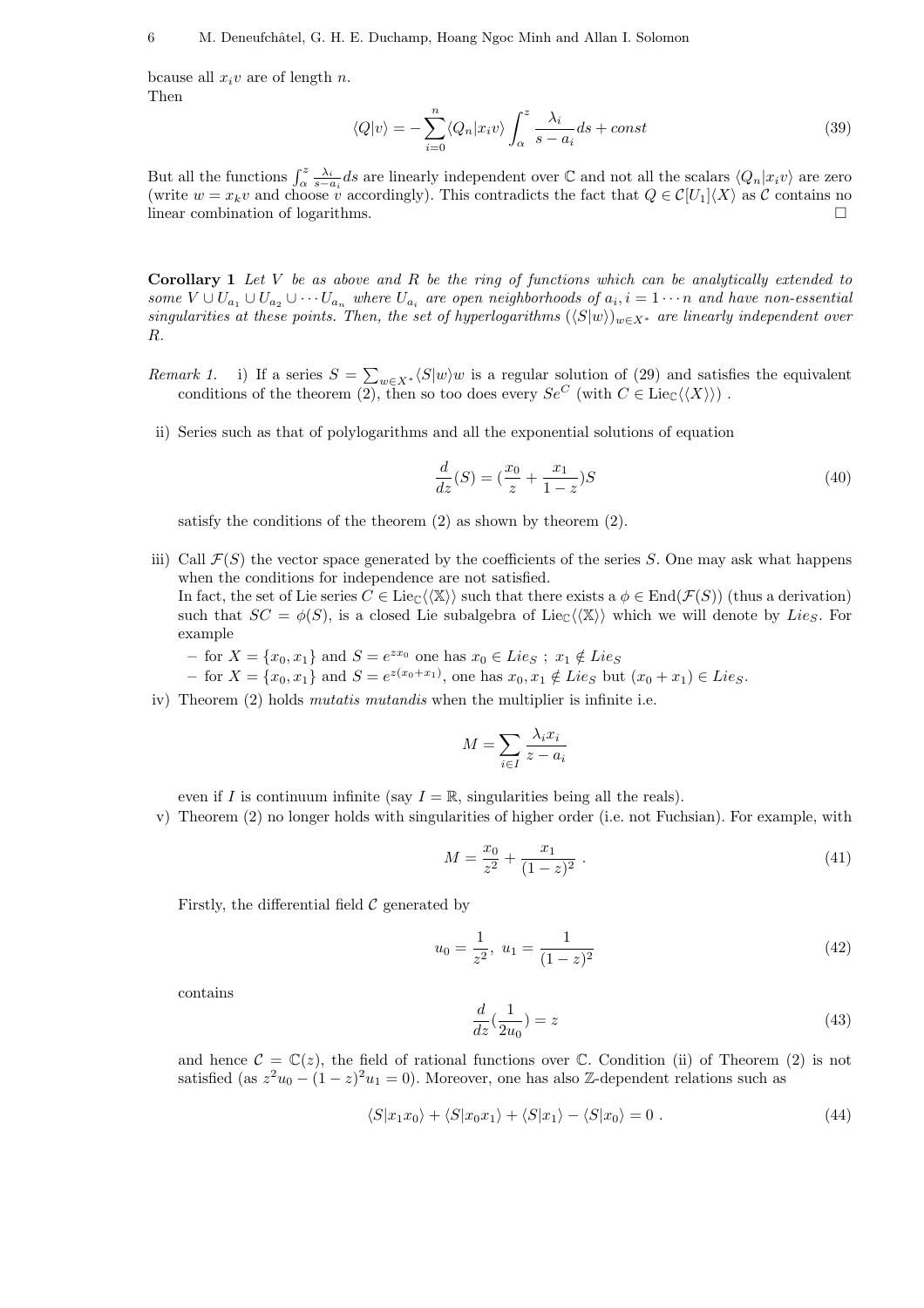bcause all $x_i v$ are of length $n$.
Then

$$\langle Q|v\rangle = -\sum_{i=0}^{n} \langle Q_n|x_i v\rangle \int_{\alpha}^{z} \frac{\lambda_i}{s-a_i} ds + const \tag{39}$$

But all the functions $\int_{\alpha}^{z} \frac{\lambda_i}{s-a_i} ds$ are linearly independent over $\mathbb{C}$ and not all the scalars $\langle Q_n|x_i v\rangle$ are zero (write $w = x_k v$ and choose $v$ accordingly). This contradicts the fact that $Q \in \mathcal{C}[U_1]\langle X\rangle$ as $\mathcal{C}$ contains no linear combination of logarithms. □

**Corollary 1** *Let $V$ be as above and $R$ be the ring of functions which can be analytically extended to some $V \cup U_{a_1} \cup U_{a_2} \cup \cdots U_{a_n}$ where $U_{a_i}$ are open neighborhoods of $a_i, i = 1 \cdots n$ and have non-essential singularities at these points. Then, the set of hyperlogarithms $(\langle S|w\rangle)_{w\in X^*}$ are linearly independent over $R$.*

*Remark 1.* i) If a series $S = \sum_{w\in X^*} \langle S|w\rangle w$ is a regular solution of (29) and satisfies the equivalent conditions of the theorem (2), then so too does every $Se^C$ (with $C \in \mathrm{Lie}_{\mathbb{C}}\langle\langle X\rangle\rangle$) .

ii) Series such as that of polylogarithms and all the exponential solutions of equation

$$\frac{d}{dz}(S) = (\frac{x_0}{z} + \frac{x_1}{1-z})S \tag{40}$$

satisfy the conditions of the theorem (2) as shown by theorem (2).

iii) Call $\mathcal{F}(S)$ the vector space generated by the coefficients of the series $S$. One may ask what happens when the conditions for independence are not satisfied.
In fact, the set of Lie series $C \in \mathrm{Lie}_{\mathbb{C}}\langle\langle\mathbb{X}\rangle\rangle$ such that there exists a $\phi \in \mathrm{End}(\mathcal{F}(S))$ (thus a derivation) such that $SC = \phi(S)$, is a closed Lie subalgebra of $\mathrm{Lie}_{\mathbb{C}}\langle\langle\mathbb{X}\rangle\rangle$ which we will denote by $Lie_S$. For example

– for $X = \{x_0, x_1\}$ and $S = e^{zx_0}$ one has $x_0 \in Lie_S$ ; $x_1 \notin Lie_S$
– for $X = \{x_0, x_1\}$ and $S = e^{z(x_0+x_1)}$, one has $x_0, x_1 \notin Lie_S$ but $(x_0 + x_1) \in Lie_S$.

iv) Theorem (2) holds *mutatis mutandis* when the multiplier is infinite i.e.

$$M = \sum_{i\in I} \frac{\lambda_i x_i}{z - a_i}$$

even if $I$ is continuum infinite (say $I = \mathbb{R}$, singularities being all the reals).

v) Theorem (2) no longer holds with singularities of higher order (i.e. not Fuchsian). For example, with

$$M = \frac{x_0}{z^2} + \frac{x_1}{(1-z)^2} \ . \tag{41}$$

Firstly, the differential field $\mathcal{C}$ generated by

$$u_0 = \frac{1}{z^2},\ u_1 = \frac{1}{(1-z)^2} \tag{42}$$

contains

$$\frac{d}{dz}(\frac{1}{2u_0}) = z \tag{43}$$

and hence $\mathcal{C} = \mathbb{C}(z)$, the field of rational functions over $\mathbb{C}$. Condition (ii) of Theorem (2) is not satisfied (as $z^2u_0 - (1-z)^2u_1 = 0$). Moreover, one has also $\mathbb{Z}$-dependent relations such as

$$\langle S|x_1x_0\rangle + \langle S|x_0x_1\rangle + \langle S|x_1\rangle - \langle S|x_0\rangle = 0 \ . \tag{44}$$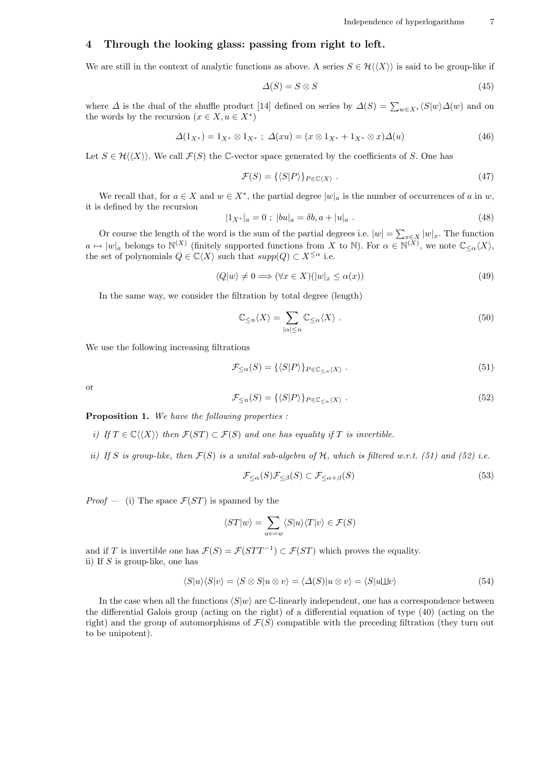## 4 Through the looking glass: passing from right to left.

We are still in the context of analytic functions as above. A series $S \in \mathcal{H}\langle\langle X \rangle\rangle$ is said to be group-like if

$$\Delta(S) = S \otimes S \tag{45}$$

where $\Delta$ is the dual of the shuffle product [14] defined on series by $\Delta(S) = \sum_{w \in X^*} \langle S|w\rangle \Delta(w)$ and on the words by the recursion ($x \in X, u \in X^*$)

$$\Delta(1_{X^*}) = 1_{X^*} \otimes 1_{X^*} \; ; \; \Delta(xu) = (x \otimes 1_{X^*} + 1_{X^*} \otimes x)\Delta(u) \tag{46}$$

Let $S \in \mathcal{H}\langle\langle X \rangle\rangle$. We call $\mathcal{F}(S)$ the $\mathbb{C}$-vector space generated by the coefficients of $S$. One has

$$\mathcal{F}(S) = \{\langle S|P\rangle\}_{P \in \mathbb{C}\langle X \rangle} \; . \tag{47}$$

We recall that, for $a \in X$ and $w \in X^*$, the partial degree $|w|_a$ is the number of occurrences of $a$ in $w$, it is defined by the recursion

$$|1_{X^*}|_a = 0 \; ; \; |bu|_a = \delta b, a + |u|_a \; . \tag{48}$$

Or course the length of the word is the sum of the partial degrees i.e. $|w| = \sum_{x \in X} |w|_x$. The function $a \mapsto |w|_a$ belongs to $\mathbb{N}^{(X)}$ (finitely supported functions from $X$ to $\mathbb{N}$). For $\alpha \in \mathbb{N}^{(X)}$, we note $\mathbb{C}_{\leq \alpha}\langle X \rangle$, the set of polynomials $Q \in \mathbb{C}\langle X \rangle$ such that $supp(Q) \subset X^{\leq \alpha}$ i.e.

$$\langle Q|w\rangle \neq 0 \Longrightarrow (\forall x \in X)(|w|_x \leq \alpha(x)) \tag{49}$$

In the same way, we consider the filtration by total degree (length)

$$\mathbb{C}_{\leq n}\langle X \rangle = \sum_{|\alpha| \leq n} \mathbb{C}_{\leq \alpha}\langle X \rangle \; . \tag{50}$$

We use the following increasing filtrations

$$\mathcal{F}_{\leq \alpha}(S) = \{\langle S|P\rangle\}_{P \in \mathbb{C}_{\leq \alpha}\langle X \rangle} \; . \tag{51}$$

or

$$\mathcal{F}_{\leq n}(S) = \{\langle S|P\rangle\}_{P \in \mathbb{C}_{\leq n}\langle X \rangle} \; . \tag{52}$$

**Proposition 1.** *We have the following properties :*

*i) If $T \in \mathbb{C}\langle\langle X \rangle\rangle$ then $\mathcal{F}(ST) \subset \mathcal{F}(S)$ and one has equality if $T$ is invertible.*

*ii) If $S$ is group-like, then $\mathcal{F}(S)$ is a unital sub-algebra of $\mathcal{H}$, which is filtered w.r.t. (51) and (52) i.e.*

$$\mathcal{F}_{\leq \alpha}(S)\mathcal{F}_{\leq \beta}(S) \subset \mathcal{F}_{\leq \alpha+\beta}(S) \tag{53}$$

*Proof —* (i) The space $\mathcal{F}(ST)$ is spanned by the

$$\langle ST|w\rangle = \sum_{uv=w} \langle S|u\rangle\langle T|v\rangle \in \mathcal{F}(S)$$

and if $T$ is invertible one has $\mathcal{F}(S) = \mathcal{F}(STT^{-1}) \subset \mathcal{F}(ST)$ which proves the equality.
ii) If $S$ is group-like, one has

$$\langle S|u\rangle\langle S|v\rangle = \langle S \otimes S|u \otimes v\rangle = \langle \Delta(S)|u \otimes v\rangle = \langle S|u ⧢ v\rangle \tag{54}$$

In the case when all the functions $\langle S|w\rangle$ are $\mathbb{C}$-linearly independent, one has a correspondence between the differential Galois group (acting on the right) of a differential equation of type (40) (acting on the right) and the group of automorphisms of $\mathcal{F}(S)$ compatible with the preceding filtration (they turn out to be unipotent).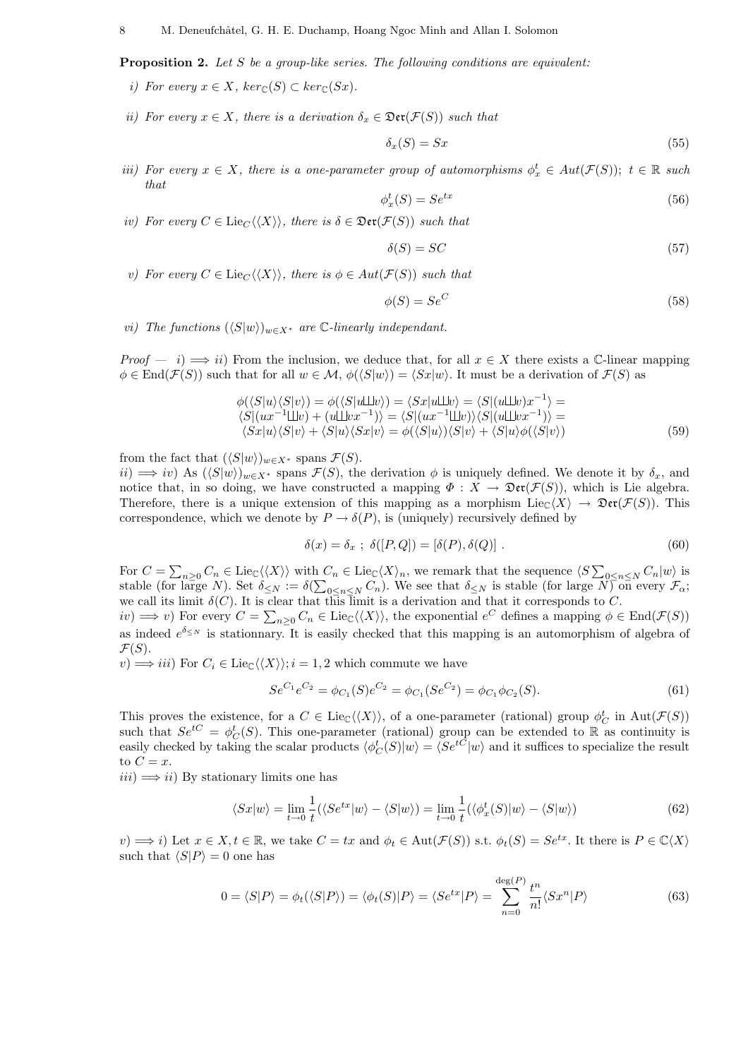**Proposition 2.** *Let $S$ be a group-like series. The following conditions are equivalent:*

*i) For every $x \in X$, $ker_{\mathbb{C}}(S) \subset ker_{\mathbb{C}}(Sx)$.*

*ii) For every $x \in X$, there is a derivation $\delta_x \in \mathfrak{Der}(\mathcal{F}(S))$ such that*

$$\delta_x(S) = Sx \tag{55}$$

*iii) For every $x \in X$, there is a one-parameter group of automorphisms $\phi_x^t \in Aut(\mathcal{F}(S))$; $t \in \mathbb{R}$ such that*

$$\phi_x^t(S) = Se^{tx} \tag{56}$$

*iv) For every $C \in \mathrm{Lie}_C\langle\langle X\rangle\rangle$, there is $\delta \in \mathfrak{Der}(\mathcal{F}(S))$ such that*

$$\delta(S) = SC \tag{57}$$

*v) For every $C \in \mathrm{Lie}_C\langle\langle X\rangle\rangle$, there is $\phi \in Aut(\mathcal{F}(S))$ such that*

$$\phi(S) = Se^C \tag{58}$$

*vi) The functions $(\langle S|w\rangle)_{w\in X^*}$ are $\mathbb{C}$-linearly independant.*

*Proof —* $i) \Longrightarrow ii)$ From the inclusion, we deduce that, for all $x \in X$ there exists a $\mathbb{C}$-linear mapping $\phi \in \mathrm{End}(\mathcal{F}(S))$ such that for all $w \in \mathcal{M}$, $\phi(\langle S|w\rangle) = \langle Sx|w\rangle$. It must be a derivation of $\mathcal{F}(S)$ as

$$\begin{aligned}
\phi(\langle S|u\rangle\langle S|v\rangle) = \phi(\langle S|u \sqcup\!\sqcup v\rangle) = \langle Sx|u \sqcup\!\sqcup v\rangle = \langle S|(u \sqcup\!\sqcup v)x^{-1}\rangle = \\
\langle S|(ux^{-1} \sqcup\!\sqcup v) + (u \sqcup\!\sqcup vx^{-1})\rangle = \langle S|(ux^{-1} \sqcup\!\sqcup v)\rangle\langle S|(u \sqcup\!\sqcup vx^{-1})\rangle = \\
\langle Sx|u\rangle\langle S|v\rangle + \langle S|u\rangle\langle Sx|v\rangle = \phi(\langle S|u\rangle)\langle S|v\rangle + \langle S|u\rangle\phi(\langle S|v\rangle)
\end{aligned} \tag{59}$$

from the fact that $(\langle S|w\rangle)_{w\in X^*}$ spans $\mathcal{F}(S)$.

$ii) \Longrightarrow iv)$ As $(\langle S|w\rangle)_{w\in X^*}$ spans $\mathcal{F}(S)$, the derivation $\phi$ is uniquely defined. We denote it by $\delta_x$, and notice that, in so doing, we have constructed a mapping $\Phi : X \to \mathfrak{Der}(\mathcal{F}(S))$, which is Lie algebra. Therefore, there is a unique extension of this mapping as a morphism $\mathrm{Lie}_{\mathbb{C}}\langle X\rangle \to \mathfrak{Der}(\mathcal{F}(S))$. This correspondence, which we denote by $P \to \delta(P)$, is (uniquely) recursively defined by

$$\delta(x) = \delta_x \ ; \ \delta([P,Q]) = [\delta(P), \delta(Q)] \ . \tag{60}$$

For $C = \sum_{n\geq 0} C_n \in \mathrm{Lie}_{\mathbb{C}}\langle\langle X\rangle\rangle$ with $C_n \in \mathrm{Lie}_{\mathbb{C}}\langle X\rangle_n$, we remark that the sequence $\langle S \sum_{0\leq n\leq N} C_n|w\rangle$ is stable (for large $N$). Set $\delta_{\leq N} := \delta(\sum_{0\leq n\leq N} C_n)$. We see that $\delta_{\leq N}$ is stable (for large $N$) on every $\mathcal{F}_\alpha$; we call its limit $\delta(C)$. It is clear that this limit is a derivation and that it corresponds to $C$.

$iv) \Longrightarrow v)$ For every $C = \sum_{n\geq 0} C_n \in \mathrm{Lie}_{\mathbb{C}}\langle\langle X\rangle\rangle$, the exponential $e^C$ defines a mapping $\phi \in \mathrm{End}(\mathcal{F}(S))$ as indeed $e^{\delta_{\leq N}}$ is stationnary. It is easily checked that this mapping is an automorphism of algebra of $\mathcal{F}(S)$.

$v) \Longrightarrow iii)$ For $C_i \in \mathrm{Lie}_{\mathbb{C}}\langle\langle X\rangle\rangle; i = 1,2$ which commute we have

$$Se^{C_1}e^{C_2} = \phi_{C_1}(S)e^{C_2} = \phi_{C_1}(Se^{C_2}) = \phi_{C_1}\phi_{C_2}(S). \tag{61}$$

This proves the existence, for a $C \in \mathrm{Lie}_{\mathbb{C}}\langle\langle X\rangle\rangle$, of a one-parameter (rational) group $\phi_C^t$ in $\mathrm{Aut}(\mathcal{F}(S))$ such that $Se^{tC} = \phi_C^t(S)$. This one-parameter (rational) group can be extended to $\mathbb{R}$ as continuity is easily checked by taking the scalar products $\langle\phi_C^t(S)|w\rangle = \langle Se^{tC}|w\rangle$ and it suffices to specialize the result to $C = x$.

$iii) \Longrightarrow ii)$ By stationary limits one has

$$\langle Sx|w\rangle = \lim_{t\to 0} \frac{1}{t}(\langle Se^{tx}|w\rangle - \langle S|w\rangle) = \lim_{t\to 0} \frac{1}{t}(\langle\phi_x^t(S)|w\rangle - \langle S|w\rangle) \tag{62}$$

$v) \Longrightarrow i)$ Let $x \in X, t \in \mathbb{R}$, we take $C = tx$ and $\phi_t \in \mathrm{Aut}(\mathcal{F}(S))$ s.t. $\phi_t(S) = Se^{tx}$. It there is $P \in \mathbb{C}\langle X\rangle$ such that $\langle S|P\rangle = 0$ one has

$$0 = \langle S|P\rangle = \phi_t(\langle S|P\rangle) = \langle\phi_t(S)|P\rangle = \langle Se^{tx}|P\rangle = \sum_{n=0}^{\deg(P)} \frac{t^n}{n!}\langle Sx^n|P\rangle \tag{63}$$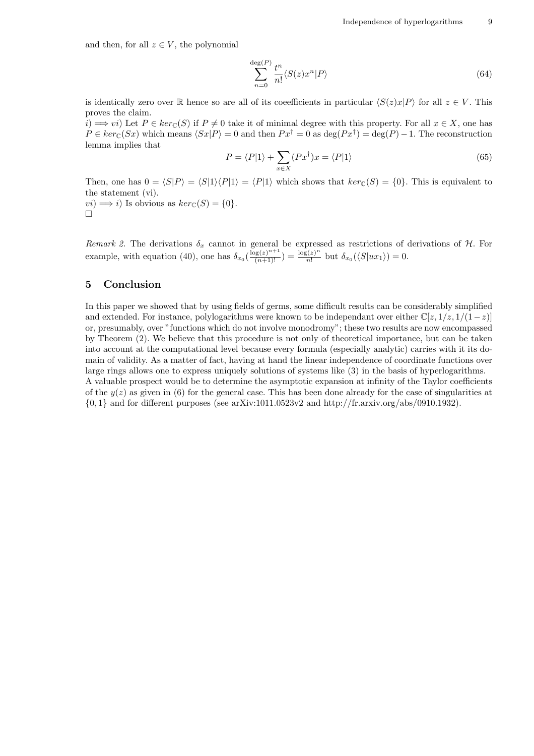and then, for all $z \in V$, the polynomial

$$\sum_{n=0}^{\deg(P)} \frac{t^n}{n!} \langle S(z)x^n | P \rangle \tag{64}$$

is identically zero over $\mathbb{R}$ hence so are all of its coeefficients in particular $\langle S(z)x|P\rangle$ for all $z \in V$. This proves the claim.

$i) \Longrightarrow vi)$ Let $P \in ker_{\mathbb{C}}(S)$ if $P \neq 0$ take it of minimal degree with this property. For all $x \in X$, one has $P \in ker_{\mathbb{C}}(Sx)$ which means $\langle Sx|P\rangle = 0$ and then $Px^{\dagger} = 0$ as $\deg(Px^{\dagger}) = \deg(P) - 1$. The reconstruction lemma implies that

$$P = \langle P|1\rangle + \sum_{x \in X} (Px^{\dagger})x = \langle P|1\rangle \tag{65}$$

Then, one has $0 = \langle S|P\rangle = \langle S|1\rangle\langle P|1\rangle = \langle P|1\rangle$ which shows that $ker_{\mathbb{C}}(S) = \{0\}$. This is equivalent to the statement (vi).

$vi) \Longrightarrow i)$ Is obvious as $ker_{\mathbb{C}}(S) = \{0\}$.

□

*Remark 2.* The derivations $\delta_x$ cannot in general be expressed as restrictions of derivations of $\mathcal{H}$. For example, with equation (40), one has $\delta_{x_0}(\frac{\log(z)^{n+1}}{(n+1)!}) = \frac{\log(z)^n}{n!}$ but $\delta_{x_0}(\langle S|ux_1\rangle) = 0$.

## 5 Conclusion

In this paper we showed that by using fields of germs, some difficult results can be considerably simplified and extended. For instance, polylogarithms were known to be independant over either $\mathbb{C}[z, 1/z, 1/(1-z)]$ or, presumably, over "functions which do not involve monodromy"; these two results are now encompassed by Theorem (2). We believe that this procedure is not only of theoretical importance, but can be taken into account at the computational level because every formula (especially analytic) carries with it its domain of validity. As a matter of fact, having at hand the linear independence of coordinate functions over large rings allows one to express uniquely solutions of systems like (3) in the basis of hyperlogarithms.

A valuable prospect would be to determine the asymptotic expansion at infinity of the Taylor coefficients of the $y(z)$ as given in (6) for the general case. This has been done already for the case of singularities at $\{0, 1\}$ and for different purposes (see arXiv:1011.0523v2 and http://fr.arxiv.org/abs/0910.1932).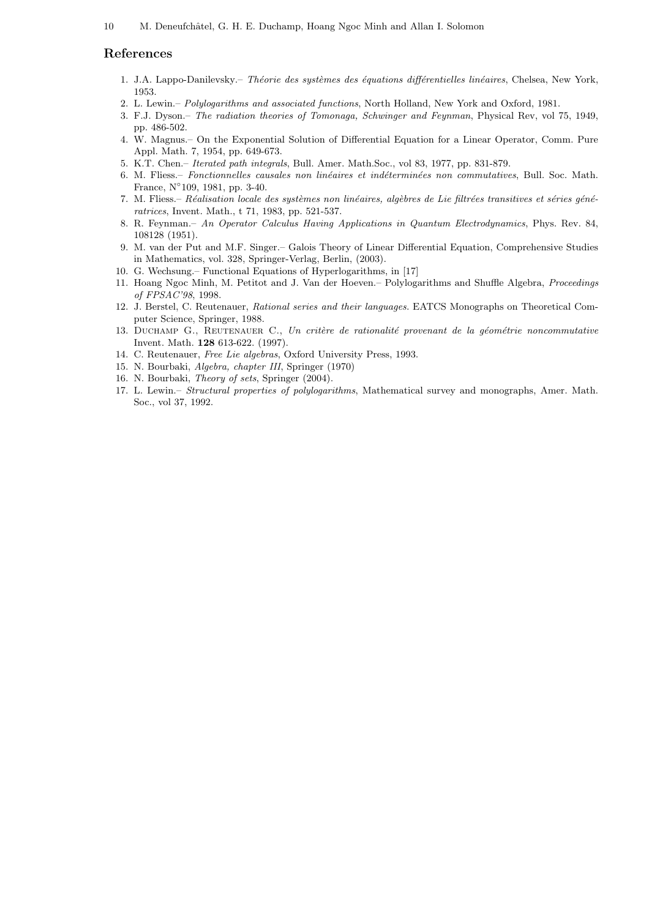## References

1. J.A. Lappo-Danilevsky.– *Théorie des systèmes des équations différentielles linéaires*, Chelsea, New York, 1953.
2. L. Lewin.– *Polylogarithms and associated functions*, North Holland, New York and Oxford, 1981.
3. F.J. Dyson.– *The radiation theories of Tomonaga, Schwinger and Feynman*, Physical Rev, vol 75, 1949, pp. 486-502.
4. W. Magnus.– On the Exponential Solution of Differential Equation for a Linear Operator, Comm. Pure Appl. Math. 7, 1954, pp. 649-673.
5. K.T. Chen.– *Iterated path integrals*, Bull. Amer. Math.Soc., vol 83, 1977, pp. 831-879.
6. M. Fliess.– *Fonctionnelles causales non linéaires et indéterminées non commutatives*, Bull. Soc. Math. France, N°109, 1981, pp. 3-40.
7. M. Fliess.– *Réalisation locale des systèmes non linéaires, algèbres de Lie filtrées transitives et séries génératrices*, Invent. Math., t 71, 1983, pp. 521-537.
8. R. Feynman.– *An Operator Calculus Having Applications in Quantum Electrodynamics*, Phys. Rev. 84, 108128 (1951).
9. M. van der Put and M.F. Singer.– Galois Theory of Linear Differential Equation, Comprehensive Studies in Mathematics, vol. 328, Springer-Verlag, Berlin, (2003).
10. G. Wechsung.– Functional Equations of Hyperlogarithms, in [17]
11. Hoang Ngoc Minh, M. Petitot and J. Van der Hoeven.– Polylogarithms and Shuffle Algebra, *Proceedings of FPSAC'98*, 1998.
12. J. Berstel, C. Reutenauer, *Rational series and their languages*. EATCS Monographs on Theoretical Computer Science, Springer, 1988.
13. Duchamp G., Reutenauer C., *Un critère de rationalité provenant de la géométrie noncommutative* Invent. Math. **128** 613-622. (1997).
14. C. Reutenauer, *Free Lie algebras*, Oxford University Press, 1993.
15. N. Bourbaki, *Algebra, chapter III*, Springer (1970)
16. N. Bourbaki, *Theory of sets*, Springer (2004).
17. L. Lewin.– *Structural properties of polylogarithms*, Mathematical survey and monographs, Amer. Math. Soc., vol 37, 1992.